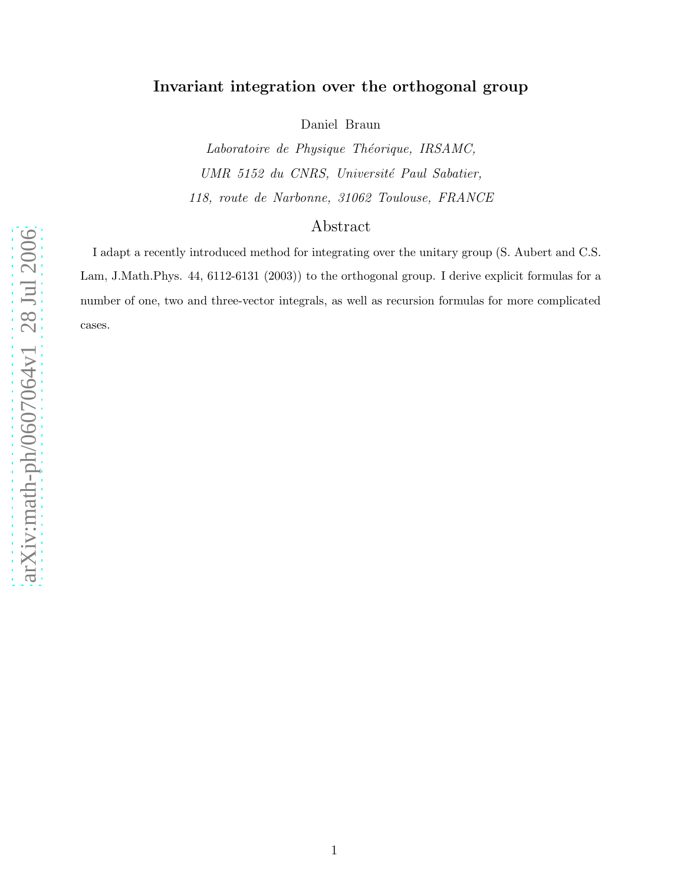# Invariant integration over the orthogonal group

Daniel Braun

*Laboratoire de Physique Théorique, IRSAMC,*

*UMR 5152 du CNRS, Université Paul Sabatier,*

*118, route de Narbonne, 31062 Toulouse, FRANCE*

## Abstract

I adapt a recently introduced method for integrating over the unitary group (S. Aubert and C.S. Lam, J.Math.Phys. 44, 6112-6131 (2003)) to the orthogonal group. I derive explicit formulas for a number of one, two and three-vector integrals, as well as recursion formulas for more complicated cases.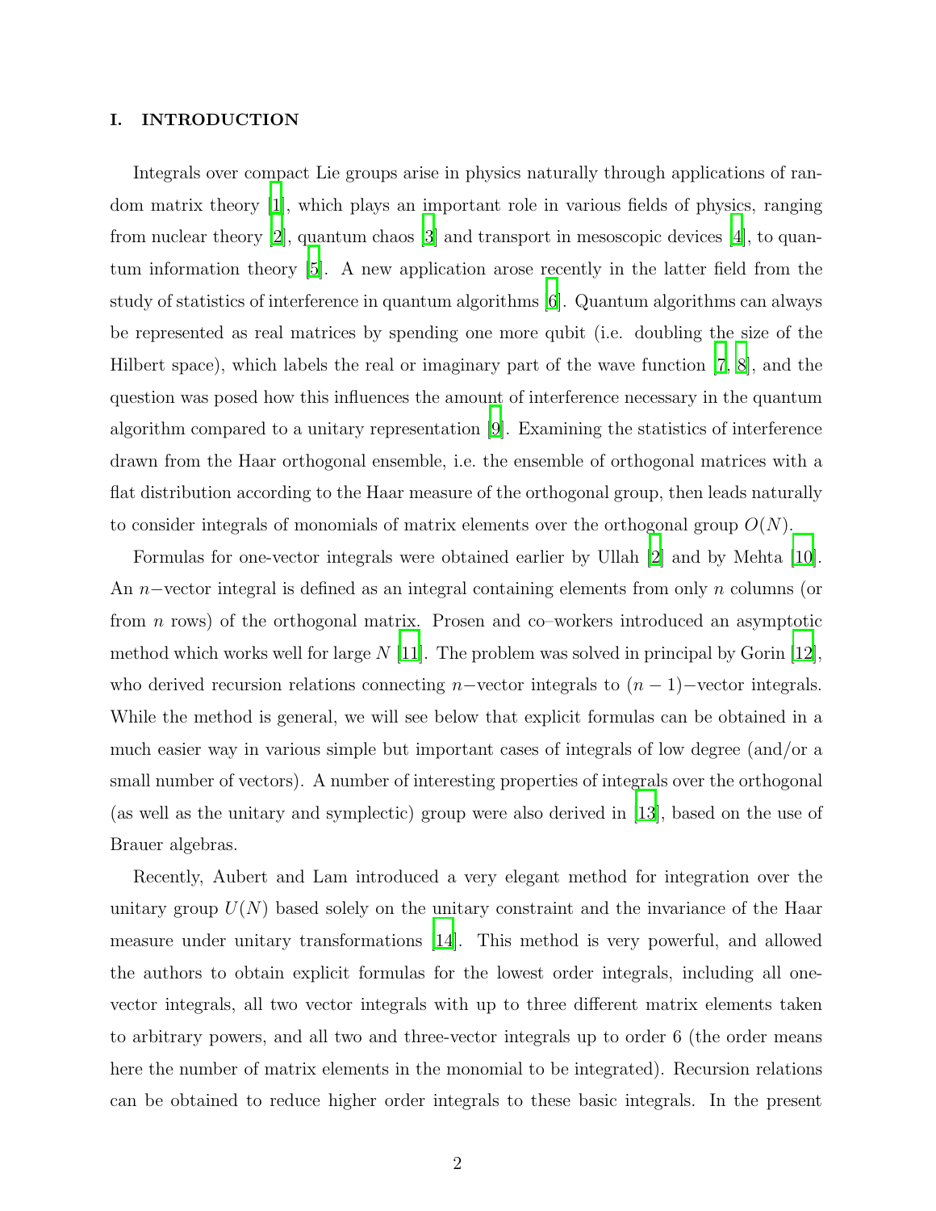# I. INTRODUCTION

Integrals over compact Lie groups arise in physics naturally through applications of random matrix theory [1], which plays an important role in various fields of physics, ranging from nuclear theory [2], quantum chaos [3] and transport in mesoscopic devices [4], to quantum information theory [5]. A new application arose recently in the latter field from the study of statistics of interference in quantum algorithms [6]. Quantum algorithms can always be represented as real matrices by spending one more qubit (i.e. doubling the size of the Hilbert space), which labels the real or imaginary part of the wave function [7, 8], and the question was posed how this influences the amount of interference necessary in the quantum algorithm compared to a unitary representation [9]. Examining the statistics of interference drawn from the Haar orthogonal ensemble, i.e. the ensemble of orthogonal matrices with a flat distribution according to the Haar measure of the orthogonal group, then leads naturally to consider integrals of monomials of matrix elements over the orthogonal group $O(N)$.

Formulas for one-vector integrals were obtained earlier by Ullah [2] and by Mehta [10]. An $n-$vector integral is defined as an integral containing elements from only $n$ columns (or from $n$ rows) of the orthogonal matrix. Prosen and co–workers introduced an asymptotic method which works well for large $N$ [11]. The problem was solved in principal by Gorin [12], who derived recursion relations connecting $n-$vector integrals to $(n-1)-$vector integrals. While the method is general, we will see below that explicit formulas can be obtained in a much easier way in various simple but important cases of integrals of low degree (and/or a small number of vectors). A number of interesting properties of integrals over the orthogonal (as well as the unitary and symplectic) group were also derived in [13], based on the use of Brauer algebras.

Recently, Aubert and Lam introduced a very elegant method for integration over the unitary group $U(N)$ based solely on the unitary constraint and the invariance of the Haar measure under unitary transformations [14]. This method is very powerful, and allowed the authors to obtain explicit formulas for the lowest order integrals, including all one-vector integrals, all two vector integrals with up to three different matrix elements taken to arbitrary powers, and all two and three-vector integrals up to order 6 (the order means here the number of matrix elements in the monomial to be integrated). Recursion relations can be obtained to reduce higher order integrals to these basic integrals. In the present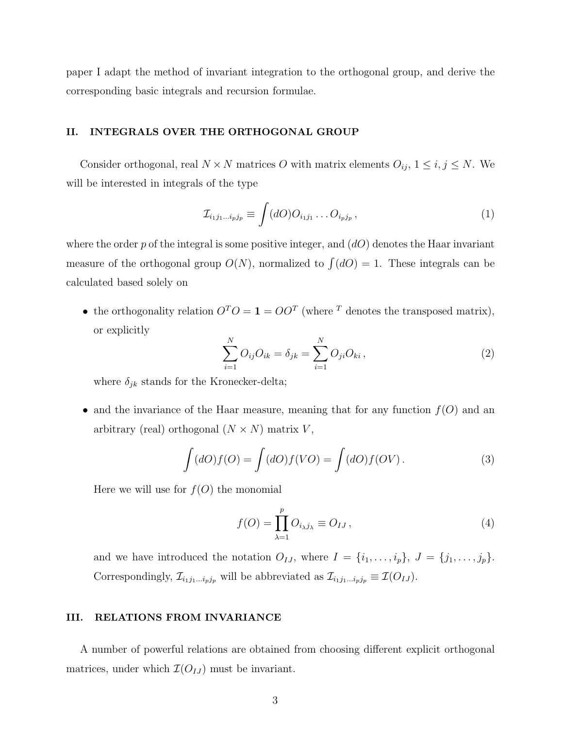paper I adapt the method of invariant integration to the orthogonal group, and derive the corresponding basic integrals and recursion formulae.

## II. INTEGRALS OVER THE ORTHOGONAL GROUP

Consider orthogonal, real $N \times N$ matrices $O$ with matrix elements $O_{ij}$, $1 \leq i, j \leq N$. We will be interested in integrals of the type

$$\mathcal{I}_{i_1 j_1 \ldots i_p j_p} \equiv \int (dO) O_{i_1 j_1} \ldots O_{i_p j_p} \,, \tag{1}$$

where the order $p$ of the integral is some positive integer, and $(dO)$ denotes the Haar invariant measure of the orthogonal group $O(N)$, normalized to $\int (dO) = 1$. These integrals can be calculated based solely on

- the orthogonality relation $O^T O = \mathbf{1} = O O^T$ (where $^T$ denotes the transposed matrix), or explicitly
$$\sum_{i=1}^{N} O_{ij} O_{ik} = \delta_{jk} = \sum_{i=1}^{N} O_{ji} O_{ki} \,, \tag{2}$$
where $\delta_{jk}$ stands for the Kronecker-delta;

- and the invariance of the Haar measure, meaning that for any function $f(O)$ and an arbitrary (real) orthogonal ($N \times N$) matrix $V$,
$$\int (dO) f(O) = \int (dO) f(VO) = \int (dO) f(OV) \,. \tag{3}$$
Here we will use for $f(O)$ the monomial
$$f(O) = \prod_{\lambda=1}^{p} O_{i_\lambda j_\lambda} \equiv O_{IJ} \,, \tag{4}$$
and we have introduced the notation $O_{IJ}$, where $I = \{i_1, \ldots, i_p\}$, $J = \{j_1, \ldots, j_p\}$. Correspondingly, $\mathcal{I}_{i_1 j_1 \ldots i_p j_p}$ will be abbreviated as $\mathcal{I}_{i_1 j_1 \ldots i_p j_p} \equiv \mathcal{I}(O_{IJ})$.

## III. RELATIONS FROM INVARIANCE

A number of powerful relations are obtained from choosing different explicit orthogonal matrices, under which $\mathcal{I}(O_{IJ})$ must be invariant.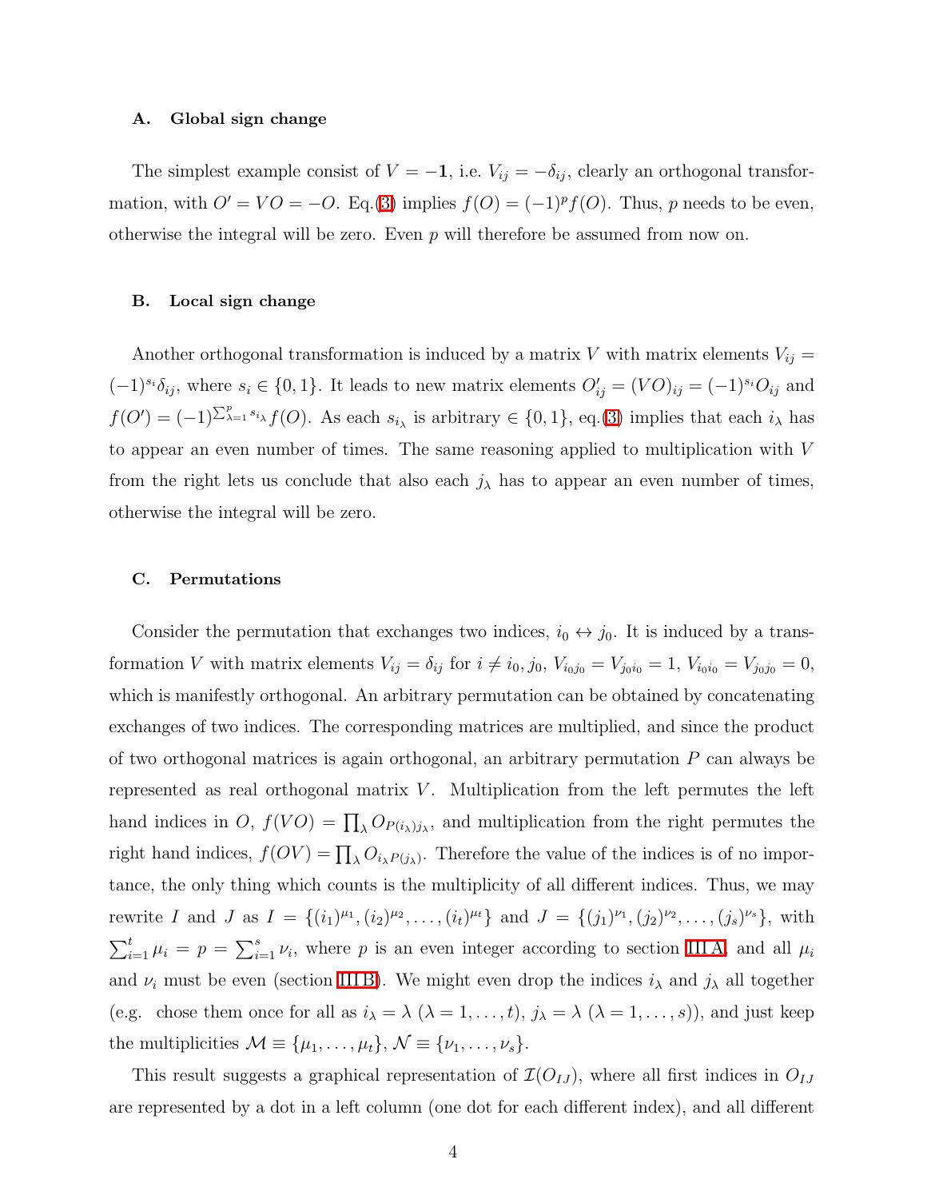### A. Global sign change

The simplest example consist of $V = -\mathbf{1}$, i.e. $V_{ij} = -\delta_{ij}$, clearly an orthogonal transformation, with $O' = VO = -O$. Eq.(3) implies $f(O) = (-1)^p f(O)$. Thus, $p$ needs to be even, otherwise the integral will be zero. Even $p$ will therefore be assumed from now on.

### B. Local sign change

Another orthogonal transformation is induced by a matrix $V$ with matrix elements $V_{ij} = (-1)^{s_i}\delta_{ij}$, where $s_i \in \{0, 1\}$. It leads to new matrix elements $O'_{ij} = (VO)_{ij} = (-1)^{s_i} O_{ij}$ and $f(O') = (-1)^{\sum_{\lambda=1}^{p} s_{i_\lambda}} f(O)$. As each $s_{i_\lambda}$ is arbitrary $\in \{0, 1\}$, eq.(3) implies that each $i_\lambda$ has to appear an even number of times. The same reasoning applied to multiplication with $V$ from the right lets us conclude that also each $j_\lambda$ has to appear an even number of times, otherwise the integral will be zero.

### C. Permutations

Consider the permutation that exchanges two indices, $i_0 \leftrightarrow j_0$. It is induced by a transformation $V$ with matrix elements $V_{ij} = \delta_{ij}$ for $i \neq i_0, j_0$, $V_{i_0 j_0} = V_{j_0 i_0} = 1$, $V_{i_0 i_0} = V_{j_0 j_0} = 0$, which is manifestly orthogonal. An arbitrary permutation can be obtained by concatenating exchanges of two indices. The corresponding matrices are multiplied, and since the product of two orthogonal matrices is again orthogonal, an arbitrary permutation $P$ can always be represented as real orthogonal matrix $V$. Multiplication from the left permutes the left hand indices in $O$, $f(VO) = \prod_\lambda O_{P(i_\lambda) j_\lambda}$, and multiplication from the right permutes the right hand indices, $f(OV) = \prod_\lambda O_{i_\lambda P(j_\lambda)}$. Therefore the value of the indices is of no importance, the only thing which counts is the multiplicity of all different indices. Thus, we may rewrite $I$ and $J$ as $I = \{(i_1)^{\mu_1}, (i_2)^{\mu_2}, \ldots, (i_t)^{\mu_t}\}$ and $J = \{(j_1)^{\nu_1}, (j_2)^{\nu_2}, \ldots, (j_s)^{\nu_s}\}$, with $\sum_{i=1}^{t} \mu_i = p = \sum_{i=1}^{s} \nu_i$, where $p$ is an even integer according to section III A, and all $\mu_i$ and $\nu_i$ must be even (section III B). We might even drop the indices $i_\lambda$ and $j_\lambda$ all together (e.g. chose them once for all as $i_\lambda = \lambda$ $(\lambda = 1, \ldots, t)$, $j_\lambda = \lambda$ $(\lambda = 1, \ldots, s)$), and just keep the multiplicities $\mathcal{M} \equiv \{\mu_1, \ldots, \mu_t\}$, $\mathcal{N} \equiv \{\nu_1, \ldots, \nu_s\}$.

This result suggests a graphical representation of $\mathcal{I}(O_{IJ})$, where all first indices in $O_{IJ}$ are represented by a dot in a left column (one dot for each different index), and all different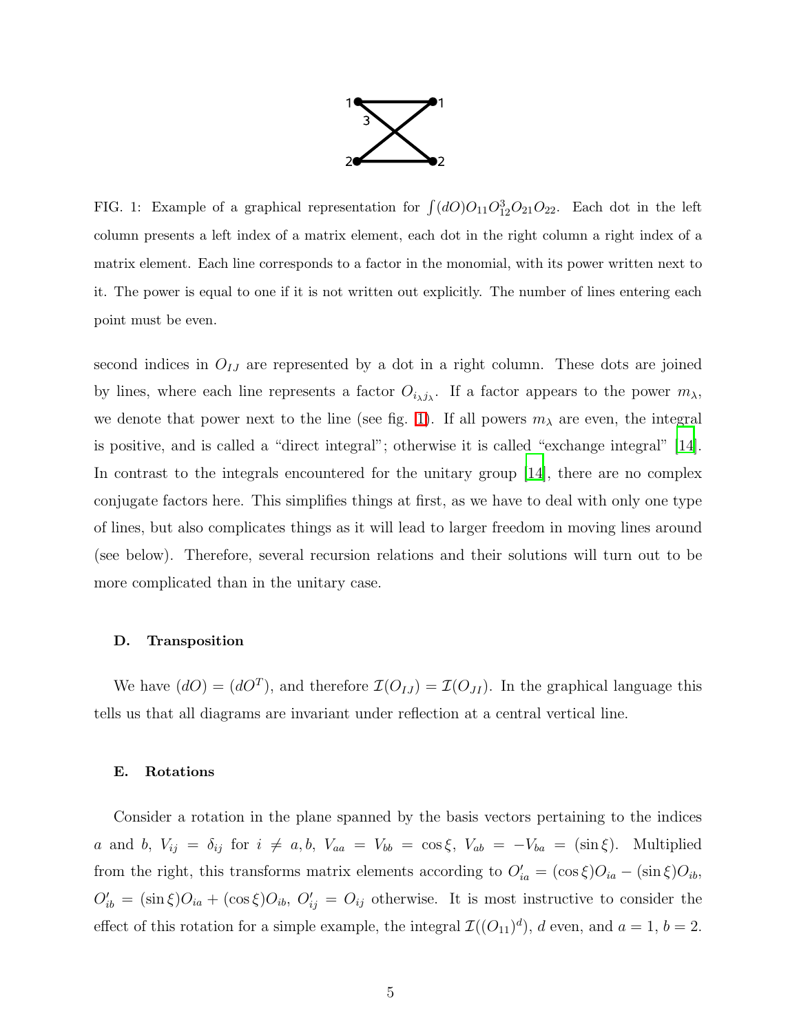FIG. 1: Example of a graphical representation for $\int(dO)O_{11}O_{12}^3O_{21}O_{22}$. Each dot in the left column presents a left index of a matrix element, each dot in the right column a right index of a matrix element. Each line corresponds to a factor in the monomial, with its power written next to it. The power is equal to one if it is not written out explicitly. The number of lines entering each point must be even.

second indices in $O_{IJ}$ are represented by a dot in a right column. These dots are joined by lines, where each line represents a factor $O_{i_\lambda j_\lambda}$. If a factor appears to the power $m_\lambda$, we denote that power next to the line (see fig. 1). If all powers $m_\lambda$ are even, the integral is positive, and is called a "direct integral"; otherwise it is called "exchange integral" [14]. In contrast to the integrals encountered for the unitary group [14], there are no complex conjugate factors here. This simplifies things at first, as we have to deal with only one type of lines, but also complicates things as it will lead to larger freedom in moving lines around (see below). Therefore, several recursion relations and their solutions will turn out to be more complicated than in the unitary case.

### D. Transposition

We have $(dO) = (dO^T)$, and therefore $\mathcal{I}(O_{IJ}) = \mathcal{I}(O_{JI})$. In the graphical language this tells us that all diagrams are invariant under reflection at a central vertical line.

### E. Rotations

Consider a rotation in the plane spanned by the basis vectors pertaining to the indices $a$ and $b$, $V_{ij} = \delta_{ij}$ for $i \neq a, b$, $V_{aa} = V_{bb} = \cos\xi$, $V_{ab} = -V_{ba} = (\sin\xi)$. Multiplied from the right, this transforms matrix elements according to $O'_{ia} = (\cos\xi)O_{ia} - (\sin\xi)O_{ib}$, $O'_{ib} = (\sin\xi)O_{ia} + (\cos\xi)O_{ib}$, $O'_{ij} = O_{ij}$ otherwise. It is most instructive to consider the effect of this rotation for a simple example, the integral $\mathcal{I}((O_{11})^d)$, $d$ even, and $a = 1$, $b = 2$.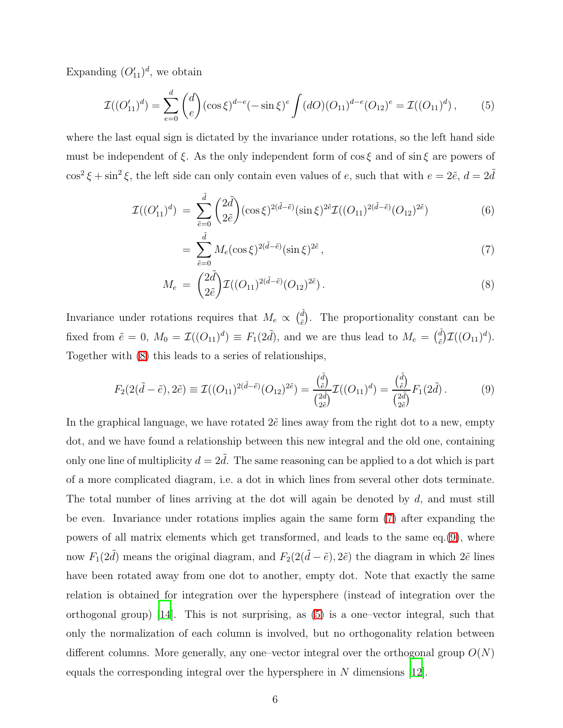Expanding $(O'_{11})^d$, we obtain

$$\mathcal{I}((O'_{11})^d) = \sum_{e=0}^{d} \binom{d}{e} (\cos\xi)^{d-e}(-\sin\xi)^e \int (dO)(O_{11})^{d-e}(O_{12})^e = \mathcal{I}((O_{11})^d)\,, \tag{5}$$

where the last equal sign is dictated by the invariance under rotations, so the left hand side must be independent of $\xi$. As the only independent form of $\cos\xi$ and of $\sin\xi$ are powers of $\cos^2\xi + \sin^2\xi$, the left side can only contain even values of $e$, such that with $e = 2\tilde{e}$, $d = 2\tilde{d}$

$$\mathcal{I}((O'_{11})^d) = \sum_{\tilde{e}=0}^{\tilde{d}} \binom{2\tilde{d}}{2\tilde{e}} (\cos\xi)^{2(\tilde{d}-\tilde{e})}(\sin\xi)^{2\tilde{e}} \mathcal{I}((O_{11})^{2(\tilde{d}-\tilde{e})}(O_{12})^{2\tilde{e}}) \tag{6}$$

$$= \sum_{\tilde{e}=0}^{\tilde{d}} M_e (\cos\xi)^{2(\tilde{d}-\tilde{e})}(\sin\xi)^{2\tilde{e}}\,, \tag{7}$$

$$M_e = \binom{2\tilde{d}}{2\tilde{e}} \mathcal{I}((O_{11})^{2(\tilde{d}-\tilde{e})}(O_{12})^{2\tilde{e}})\,. \tag{8}$$

Invariance under rotations requires that $M_e \propto \binom{\tilde{d}}{\tilde{e}}$. The proportionality constant can be fixed from $\tilde{e} = 0$, $M_0 = \mathcal{I}((O_{11})^d) \equiv F_1(2\tilde{d})$, and we are thus lead to $M_e = \binom{\tilde{d}}{\tilde{e}}\mathcal{I}((O_{11})^d)$. Together with (8) this leads to a series of relationships,

$$F_2(2(\tilde{d}-\tilde{e}), 2\tilde{e}) \equiv \mathcal{I}((O_{11})^{2(\tilde{d}-\tilde{e})}(O_{12})^{2\tilde{e}}) = \frac{\binom{\tilde{d}}{\tilde{e}}}{\binom{2\tilde{d}}{2\tilde{e}}} \mathcal{I}((O_{11})^d) = \frac{\binom{\tilde{d}}{\tilde{e}}}{\binom{2\tilde{d}}{2\tilde{e}}} F_1(2\tilde{d})\,. \tag{9}$$

In the graphical language, we have rotated $2\tilde{e}$ lines away from the right dot to a new, empty dot, and we have found a relationship between this new integral and the old one, containing only one line of multiplicity $d = 2\tilde{d}$. The same reasoning can be applied to a dot which is part of a more complicated diagram, i.e. a dot in which lines from several other dots terminate. The total number of lines arriving at the dot will again be denoted by $d$, and must still be even. Invariance under rotations implies again the same form (7) after expanding the powers of all matrix elements which get transformed, and leads to the same eq.(9), where now $F_1(2\tilde{d})$ means the original diagram, and $F_2(2(\tilde{d}-\tilde{e}), 2\tilde{e})$ the diagram in which $2\tilde{e}$ lines have been rotated away from one dot to another, empty dot. Note that exactly the same relation is obtained for integration over the hypersphere (instead of integration over the orthogonal group) [14]. This is not surprising, as (5) is a one–vector integral, such that only the normalization of each column is involved, but no orthogonality relation between different columns. More generally, any one–vector integral over the orthogonal group $O(N)$ equals the corresponding integral over the hypersphere in $N$ dimensions [12].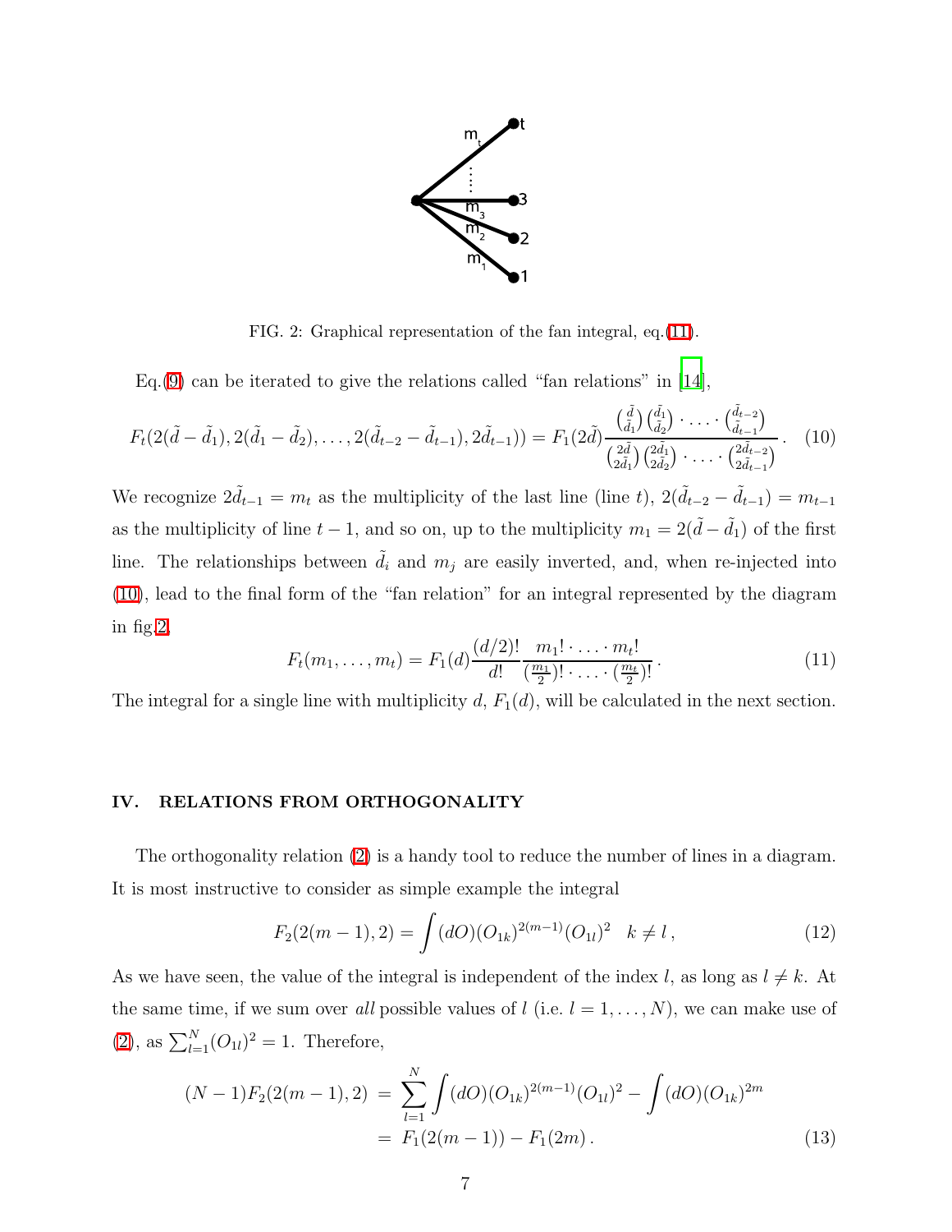FIG. 2: Graphical representation of the fan integral, eq.(11).

Eq.(9) can be iterated to give the relations called "fan relations" in [14],

$$F_t(2(\tilde{d}-\tilde{d}_1), 2(\tilde{d}_1-\tilde{d}_2), \ldots, 2(\tilde{d}_{t-2}-\tilde{d}_{t-1}), 2\tilde{d}_{t-1})) = F_1(2\tilde{d}) \frac{\binom{\tilde{d}}{\tilde{d}_1}\binom{\tilde{d}_1}{\tilde{d}_2}\cdot \ldots \cdot \binom{\tilde{d}_{t-2}}{\tilde{d}_{t-1}}}{\binom{2\tilde{d}}{2\tilde{d}_1}\binom{2\tilde{d}_1}{2\tilde{d}_2}\cdot \ldots \cdot \binom{2\tilde{d}_{t-2}}{2\tilde{d}_{t-1}}}. \quad (10)$$

We recognize $2\tilde{d}_{t-1} = m_t$ as the multiplicity of the last line (line $t$), $2(\tilde{d}_{t-2}-\tilde{d}_{t-1}) = m_{t-1}$ as the multiplicity of line $t-1$, and so on, up to the multiplicity $m_1 = 2(\tilde{d}-\tilde{d}_1)$ of the first line. The relationships between $\tilde{d}_i$ and $m_j$ are easily inverted, and, when re-injected into (10), lead to the final form of the "fan relation" for an integral represented by the diagram in fig.2,

$$F_t(m_1, \ldots, m_t) = F_1(d)\frac{(d/2)!}{d!}\frac{m_1!\cdot \ldots \cdot m_t!}{(\frac{m_1}{2})!\cdot \ldots \cdot (\frac{m_t}{2})!}. \quad (11)$$

The integral for a single line with multiplicity $d$, $F_1(d)$, will be calculated in the next section.

## IV. RELATIONS FROM ORTHOGONALITY

The orthogonality relation (2) is a handy tool to reduce the number of lines in a diagram. It is most instructive to consider as simple example the integral

$$F_2(2(m-1), 2) = \int (dO)(O_{1k})^{2(m-1)}(O_{1l})^2 \quad k \neq l\,, \quad (12)$$

As we have seen, the value of the integral is independent of the index $l$, as long as $l \neq k$. At the same time, if we sum over *all* possible values of $l$ (i.e. $l = 1, \ldots, N$), we can make use of (2), as $\sum_{l=1}^{N}(O_{1l})^2 = 1$. Therefore,

$$\begin{aligned}(N-1)F_2(2(m-1), 2) &= \sum_{l=1}^{N}\int (dO)(O_{1k})^{2(m-1)}(O_{1l})^2 - \int (dO)(O_{1k})^{2m} \\ &= F_1(2(m-1)) - F_1(2m)\,. \end{aligned} \quad (13)$$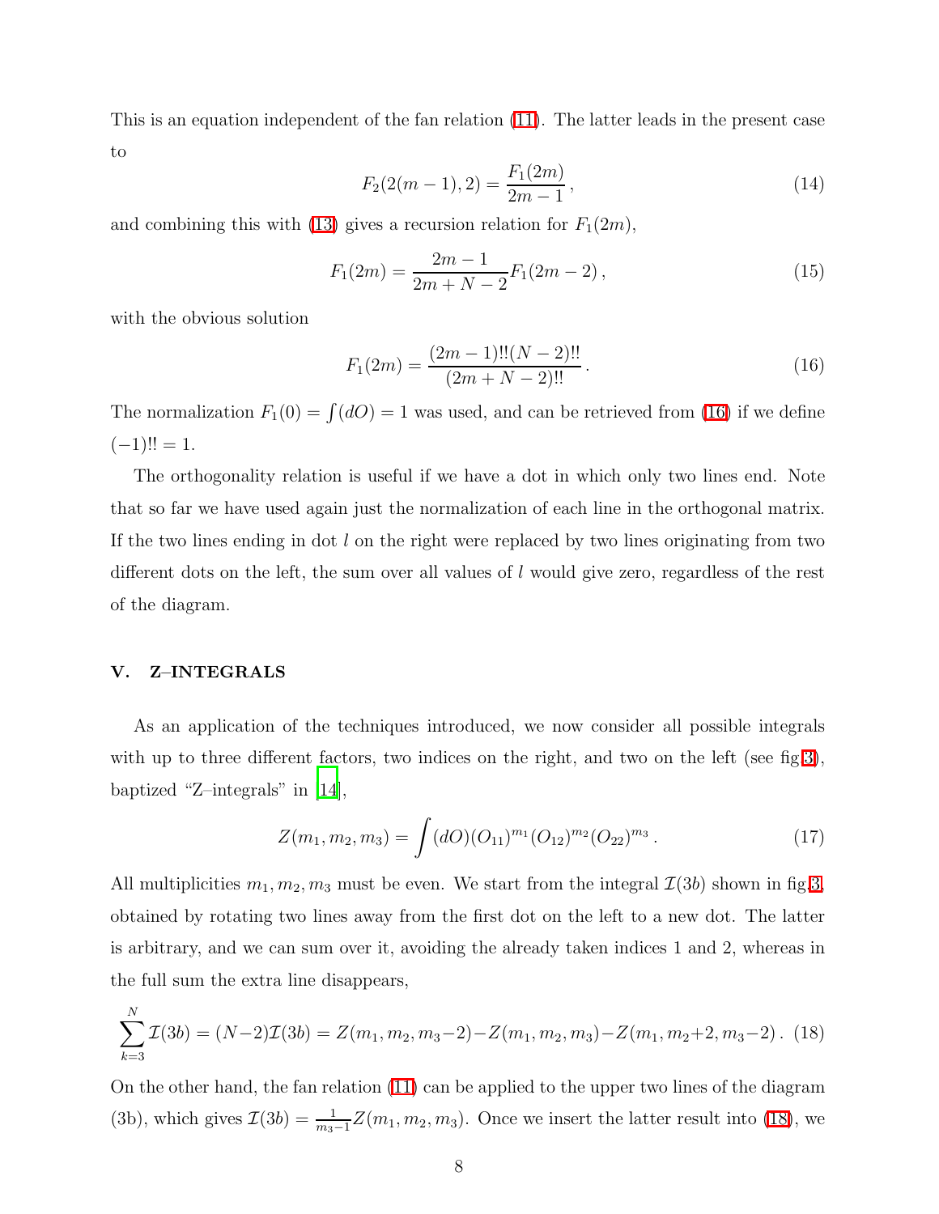This is an equation independent of the fan relation (11). The latter leads in the present case to

$$F_2(2(m-1),2) = \frac{F_1(2m)}{2m-1}\,, \tag{14}$$

and combining this with (13) gives a recursion relation for $F_1(2m)$,

$$F_1(2m) = \frac{2m-1}{2m+N-2}F_1(2m-2)\,, \tag{15}$$

with the obvious solution

$$F_1(2m) = \frac{(2m-1)!!(N-2)!!}{(2m+N-2)!!}\,. \tag{16}$$

The normalization $F_1(0) = \int(dO) = 1$ was used, and can be retrieved from (16) if we define $(-1)!! = 1$.

The orthogonality relation is useful if we have a dot in which only two lines end. Note that so far we have used again just the normalization of each line in the orthogonal matrix. If the two lines ending in dot $l$ on the right were replaced by two lines originating from two different dots on the left, the sum over all values of $l$ would give zero, regardless of the rest of the diagram.

## V. Z–INTEGRALS

As an application of the techniques introduced, we now consider all possible integrals with up to three different factors, two indices on the right, and two on the left (see fig.3), baptized "Z–integrals" in [14],

$$Z(m_1,m_2,m_3) = \int(dO)(O_{11})^{m_1}(O_{12})^{m_2}(O_{22})^{m_3}\,. \tag{17}$$

All multiplicities $m_1, m_2, m_3$ must be even. We start from the integral $\mathcal{I}(3b)$ shown in fig.3, obtained by rotating two lines away from the first dot on the left to a new dot. The latter is arbitrary, and we can sum over it, avoiding the already taken indices 1 and 2, whereas in the full sum the extra line disappears,

$$\sum_{k=3}^{N}\mathcal{I}(3b) = (N-2)\mathcal{I}(3b) = Z(m_1,m_2,m_3-2) - Z(m_1,m_2,m_3) - Z(m_1,m_2+2,m_3-2)\,. \tag{18}$$

On the other hand, the fan relation (11) can be applied to the upper two lines of the diagram (3b), which gives $\mathcal{I}(3b) = \frac{1}{m_3-1}Z(m_1,m_2,m_3)$. Once we insert the latter result into (18), we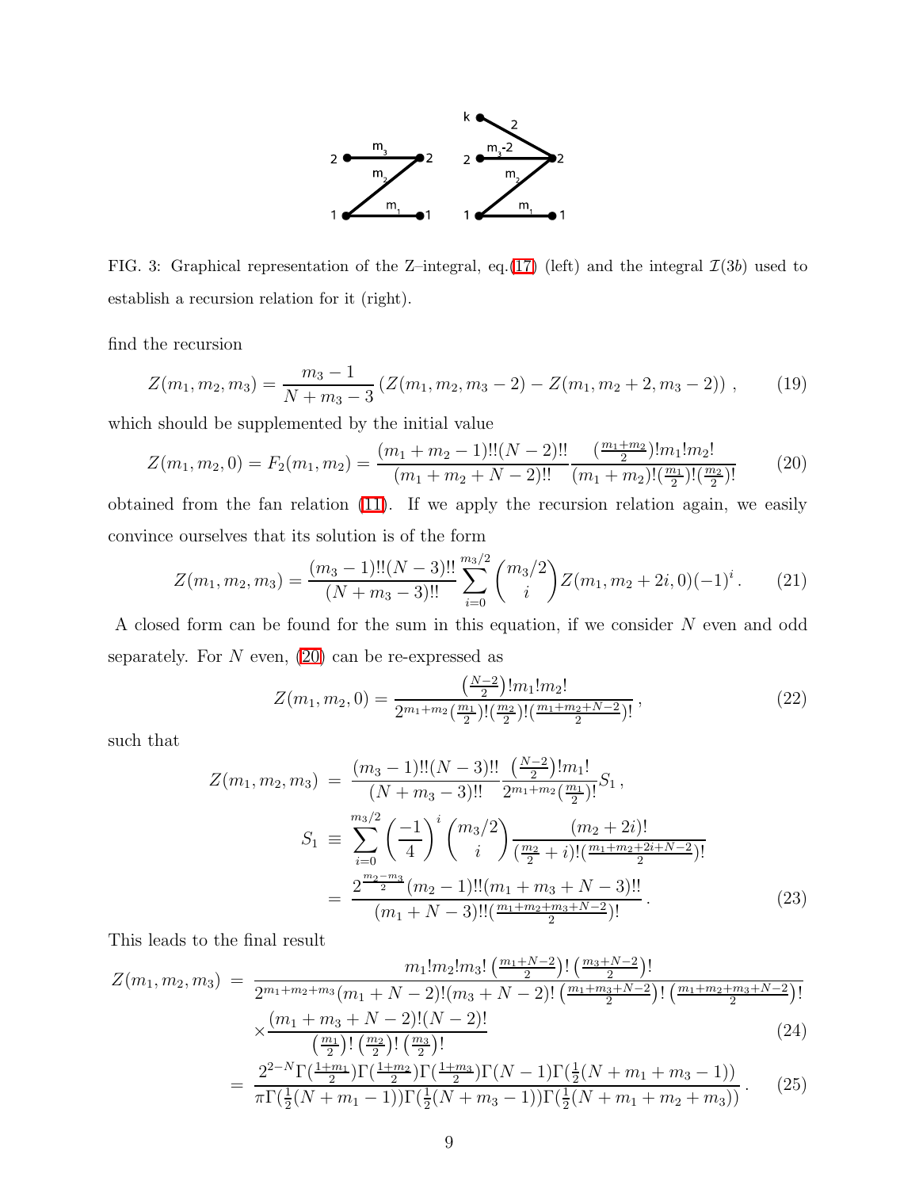FIG. 3: Graphical representation of the Z–integral, eq.(17) (left) and the integral $\mathcal{I}(3b)$ used to establish a recursion relation for it (right).

find the recursion

$$Z(m_1, m_2, m_3) = \frac{m_3 - 1}{N + m_3 - 3} \left( Z(m_1, m_2, m_3 - 2) - Z(m_1, m_2 + 2, m_3 - 2) \right) , \tag{19}$$

which should be supplemented by the initial value

$$Z(m_1, m_2, 0) = F_2(m_1, m_2) = \frac{(m_1 + m_2 - 1)!!(N-2)!!}{(m_1 + m_2 + N - 2)!!} \frac{(\frac{m_1+m_2}{2})! m_1! m_2!}{(m_1 + m_2)!(\frac{m_1}{2})!(\frac{m_2}{2})!} \tag{20}$$

obtained from the fan relation (11). If we apply the recursion relation again, we easily convince ourselves that its solution is of the form

$$Z(m_1, m_2, m_3) = \frac{(m_3 - 1)!!(N-3)!!}{(N + m_3 - 3)!!} \sum_{i=0}^{m_3/2} \binom{m_3/2}{i} Z(m_1, m_2 + 2i, 0)(-1)^i . \tag{21}$$

A closed form can be found for the sum in this equation, if we consider $N$ even and odd separately. For $N$ even, (20) can be re-expressed as

$$Z(m_1, m_2, 0) = \frac{\left(\frac{N-2}{2}\right)! m_1! m_2!}{2^{m_1+m_2} (\frac{m_1}{2})!(\frac{m_2}{2})!(\frac{m_1+m_2+N-2}{2})!} , \tag{22}$$

such that

$$\begin{aligned} Z(m_1, m_2, m_3) &= \frac{(m_3 - 1)!!(N-3)!!}{(N + m_3 - 3)!!} \frac{\left(\frac{N-2}{2}\right)! m_1!}{2^{m_1+m_2}(\frac{m_1}{2})!} S_1 , \\ S_1 &\equiv \sum_{i=0}^{m_3/2} \left(\frac{-1}{4}\right)^i \binom{m_3/2}{i} \frac{(m_2 + 2i)!}{(\frac{m_2}{2} + i)!(\frac{m_1+m_2+2i+N-2}{2})!} \\ &= \frac{2^{\frac{m_2-m_3}{2}} (m_2 - 1)!!(m_1 + m_3 + N - 3)!!}{(m_1 + N - 3)!!(\frac{m_1+m_2+m_3+N-2}{2})!} . \end{aligned} \tag{23}$$

This leads to the final result

$$\begin{aligned} Z(m_1, m_2, m_3) &= \frac{m_1! m_2! m_3! \left(\frac{m_1+N-2}{2}\right)! \left(\frac{m_3+N-2}{2}\right)!}{2^{m_1+m_2+m_3}(m_1 + N - 2)!(m_3 + N - 2)! \left(\frac{m_1+m_3+N-2}{2}\right)! \left(\frac{m_1+m_2+m_3+N-2}{2}\right)!} \\ &\quad \times \frac{(m_1 + m_3 + N - 2)!(N-2)!}{\left(\frac{m_1}{2}\right)! \left(\frac{m_2}{2}\right)! \left(\frac{m_3}{2}\right)!} \end{aligned} \tag{24}$$

$$= \frac{2^{2-N} \Gamma(\frac{1+m_1}{2}) \Gamma(\frac{1+m_2}{2}) \Gamma(\frac{1+m_3}{2}) \Gamma(N-1) \Gamma(\frac{1}{2}(N + m_1 + m_3 - 1))}{\pi \Gamma(\frac{1}{2}(N + m_1 - 1)) \Gamma(\frac{1}{2}(N + m_3 - 1)) \Gamma(\frac{1}{2}(N + m_1 + m_2 + m_3))} . \tag{25}$$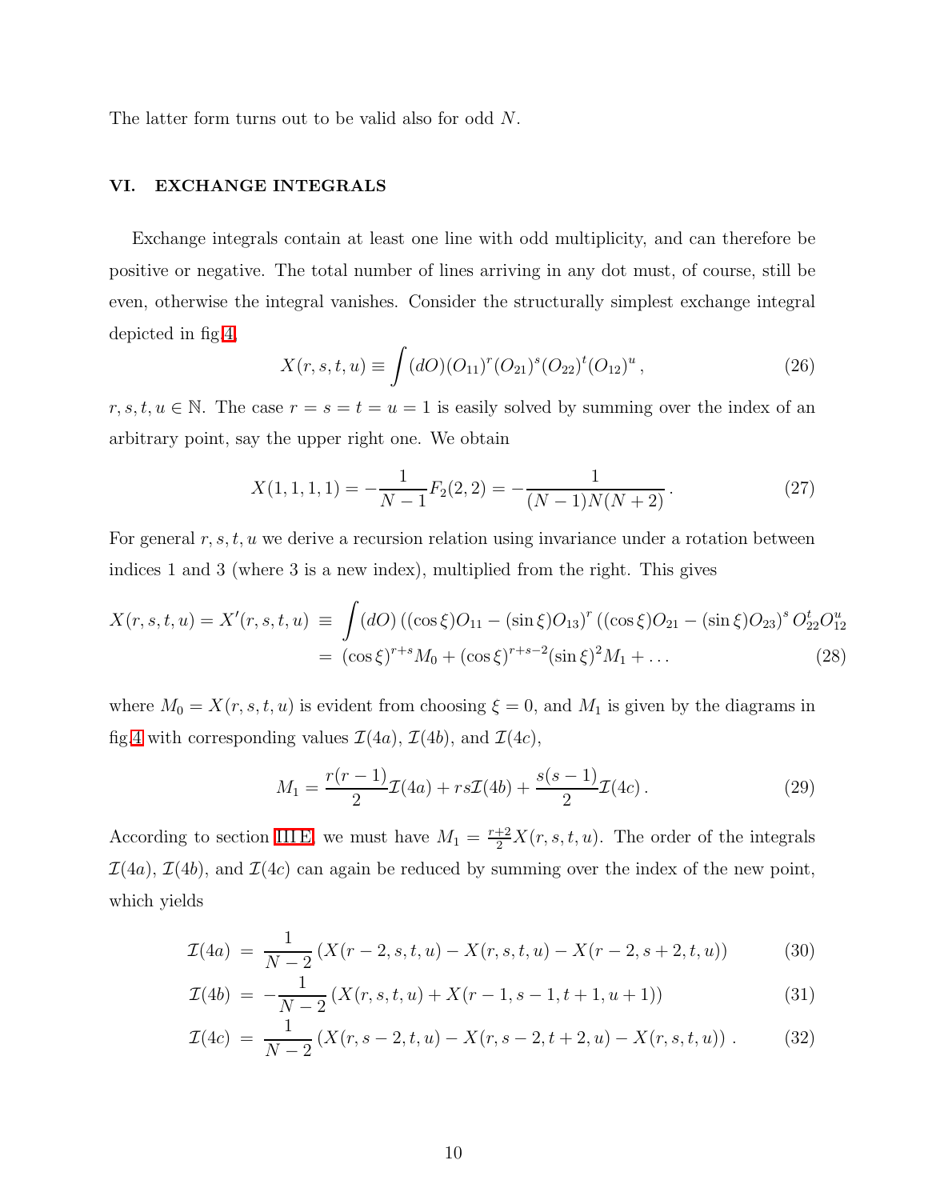The latter form turns out to be valid also for odd $N$.

## VI. EXCHANGE INTEGRALS

Exchange integrals contain at least one line with odd multiplicity, and can therefore be positive or negative. The total number of lines arriving in any dot must, of course, still be even, otherwise the integral vanishes. Consider the structurally simplest exchange integral depicted in fig.4,

$$X(r,s,t,u) \equiv \int (dO)(O_{11})^r (O_{21})^s (O_{22})^t (O_{12})^u \,, \tag{26}$$

$r,s,t,u \in \mathbb{N}$. The case $r=s=t=u=1$ is easily solved by summing over the index of an arbitrary point, say the upper right one. We obtain

$$X(1,1,1,1) = -\frac{1}{N-1} F_2(2,2) = -\frac{1}{(N-1)N(N+2)} \,. \tag{27}$$

For general $r,s,t,u$ we derive a recursion relation using invariance under a rotation between indices 1 and 3 (where 3 is a new index), multiplied from the right. This gives

$$\begin{aligned} X(r,s,t,u) = X'(r,s,t,u) &\equiv \int (dO) \left((\cos\xi) O_{11} - (\sin\xi) O_{13}\right)^r \left((\cos\xi) O_{21} - (\sin\xi) O_{23}\right)^s O_{22}^t O_{12}^u \\ &= (\cos\xi)^{r+s} M_0 + (\cos\xi)^{r+s-2} (\sin\xi)^2 M_1 + \ldots \end{aligned} \tag{28}$$

where $M_0 = X(r,s,t,u)$ is evident from choosing $\xi = 0$, and $M_1$ is given by the diagrams in fig.4 with corresponding values $\mathcal{I}(4a)$, $\mathcal{I}(4b)$, and $\mathcal{I}(4c)$,

$$M_1 = \frac{r(r-1)}{2} \mathcal{I}(4a) + rs\mathcal{I}(4b) + \frac{s(s-1)}{2} \mathcal{I}(4c) \,. \tag{29}$$

According to section III E, we must have $M_1 = \frac{r+2}{2} X(r,s,t,u)$. The order of the integrals $\mathcal{I}(4a)$, $\mathcal{I}(4b)$, and $\mathcal{I}(4c)$ can again be reduced by summing over the index of the new point, which yields

$$\mathcal{I}(4a) = \frac{1}{N-2} \left( X(r-2,s,t,u) - X(r,s,t,u) - X(r-2,s+2,t,u) \right) \tag{30}$$

$$\mathcal{I}(4b) = -\frac{1}{N-2} \left( X(r,s,t,u) + X(r-1,s-1,t+1,u+1) \right) \tag{31}$$

$$\mathcal{I}(4c) = \frac{1}{N-2} \left( X(r,s-2,t,u) - X(r,s-2,t+2,u) - X(r,s,t,u) \right) . \tag{32}$$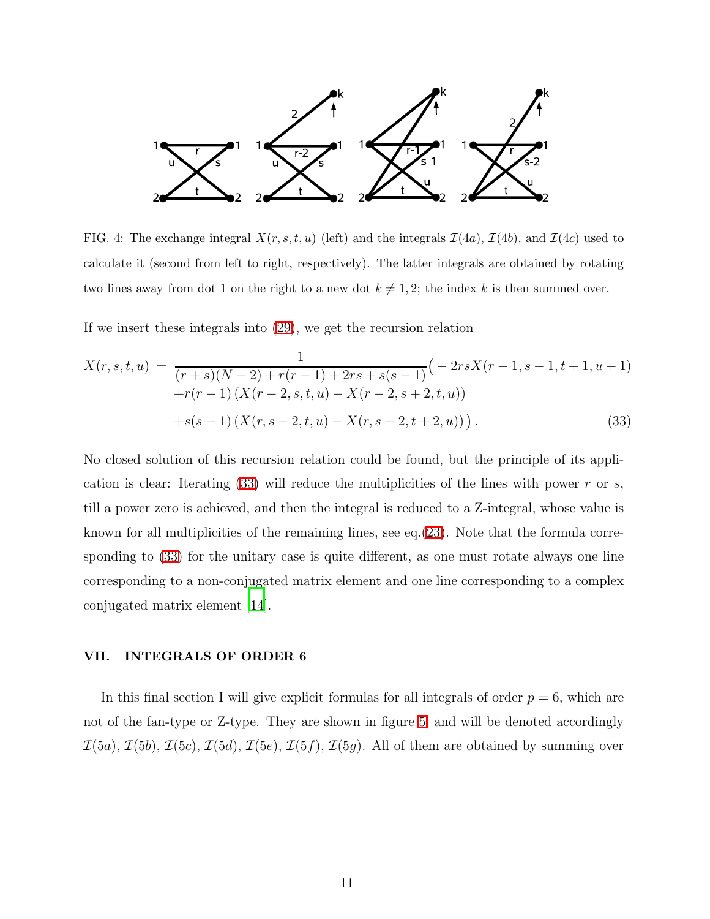FIG. 4: The exchange integral $X(r,s,t,u)$ (left) and the integrals $\mathcal{I}(4a)$, $\mathcal{I}(4b)$, and $\mathcal{I}(4c)$ used to calculate it (second from left to right, respectively). The latter integrals are obtained by rotating two lines away from dot 1 on the right to a new dot $k \neq 1,2$; the index $k$ is then summed over.

If we insert these integrals into (29), we get the recursion relation

$$
\begin{aligned}
X(r,s,t,u) \;=\; & \frac{1}{(r+s)(N-2)+r(r-1)+2rs+s(s-1)}\big(-2rsX(r-1,s-1,t+1,u+1) \\
& +r(r-1)\left(X(r-2,s,t,u)-X(r-2,s+2,t,u)\right) \\
& +s(s-1)\left(X(r,s-2,t,u)-X(r,s-2,t+2,u)\right)\big)\,. \qquad (33)
\end{aligned}
$$

No closed solution of this recursion relation could be found, but the principle of its application is clear: Iterating (33) will reduce the multiplicities of the lines with power $r$ or $s$, till a power zero is achieved, and then the integral is reduced to a Z-integral, whose value is known for all multiplicities of the remaining lines, see eq.(23). Note that the formula corresponding to (33) for the unitary case is quite different, as one must rotate always one line corresponding to a non-conjugated matrix element and one line corresponding to a complex conjugated matrix element [14].

## VII. INTEGRALS OF ORDER 6

In this final section I will give explicit formulas for all integrals of order $p = 6$, which are not of the fan-type or Z-type. They are shown in figure 5 and will be denoted accordingly $\mathcal{I}(5a)$, $\mathcal{I}(5b)$, $\mathcal{I}(5c)$, $\mathcal{I}(5d)$, $\mathcal{I}(5e)$, $\mathcal{I}(5f)$, $\mathcal{I}(5g)$. All of them are obtained by summing over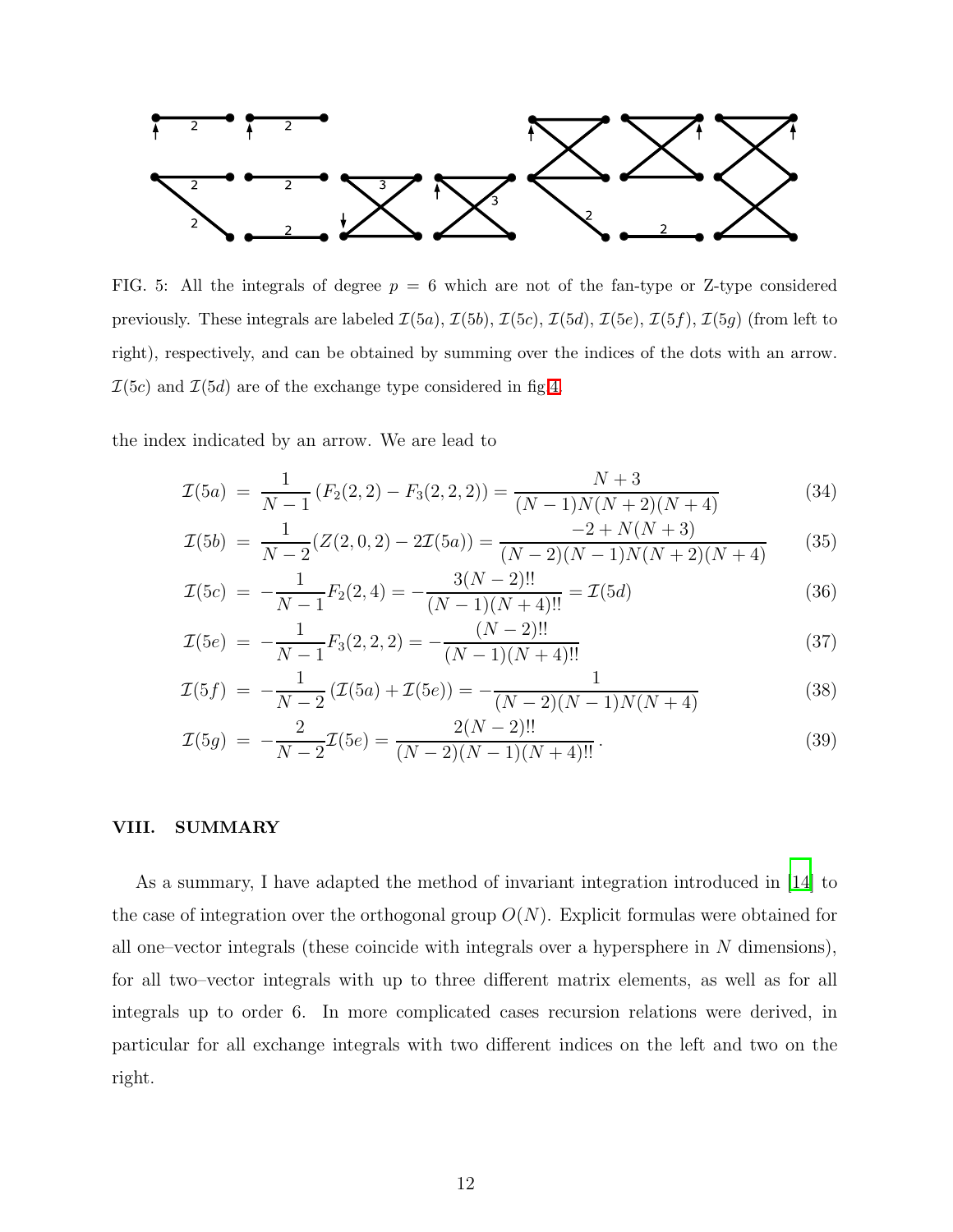FIG. 5: All the integrals of degree $p = 6$ which are not of the fan-type or Z-type considered previously. These integrals are labeled $\mathcal{I}(5a)$, $\mathcal{I}(5b)$, $\mathcal{I}(5c)$, $\mathcal{I}(5d)$, $\mathcal{I}(5e)$, $\mathcal{I}(5f)$, $\mathcal{I}(5g)$ (from left to right), respectively, and can be obtained by summing over the indices of the dots with an arrow. $\mathcal{I}(5c)$ and $\mathcal{I}(5d)$ are of the exchange type considered in fig.4.

the index indicated by an arrow. We are lead to

$$\mathcal{I}(5a) = \frac{1}{N-1}\left(F_2(2,2) - F_3(2,2,2)\right) = \frac{N+3}{(N-1)N(N+2)(N+4)} \tag{34}$$

$$\mathcal{I}(5b) = \frac{1}{N-2}(Z(2,0,2) - 2\mathcal{I}(5a)) = \frac{-2+N(N+3)}{(N-2)(N-1)N(N+2)(N+4)} \tag{35}$$

$$\mathcal{I}(5c) = -\frac{1}{N-1}F_2(2,4) = -\frac{3(N-2)!!}{(N-1)(N+4)!!} = \mathcal{I}(5d) \tag{36}$$

$$\mathcal{I}(5e) = -\frac{1}{N-1}F_3(2,2,2) = -\frac{(N-2)!!}{(N-1)(N+4)!!} \tag{37}$$

$$\mathcal{I}(5f) = -\frac{1}{N-2}\left(\mathcal{I}(5a) + \mathcal{I}(5e)\right) = -\frac{1}{(N-2)(N-1)N(N+4)} \tag{38}$$

$$\mathcal{I}(5g) = -\frac{2}{N-2}\mathcal{I}(5e) = \frac{2(N-2)!!}{(N-2)(N-1)(N+4)!!}\,. \tag{39}$$

## VIII. SUMMARY

As a summary, I have adapted the method of invariant integration introduced in [14] to the case of integration over the orthogonal group $O(N)$. Explicit formulas were obtained for all one–vector integrals (these coincide with integrals over a hypersphere in $N$ dimensions), for all two–vector integrals with up to three different matrix elements, as well as for all integrals up to order 6. In more complicated cases recursion relations were derived, in particular for all exchange integrals with two different indices on the left and two on the right.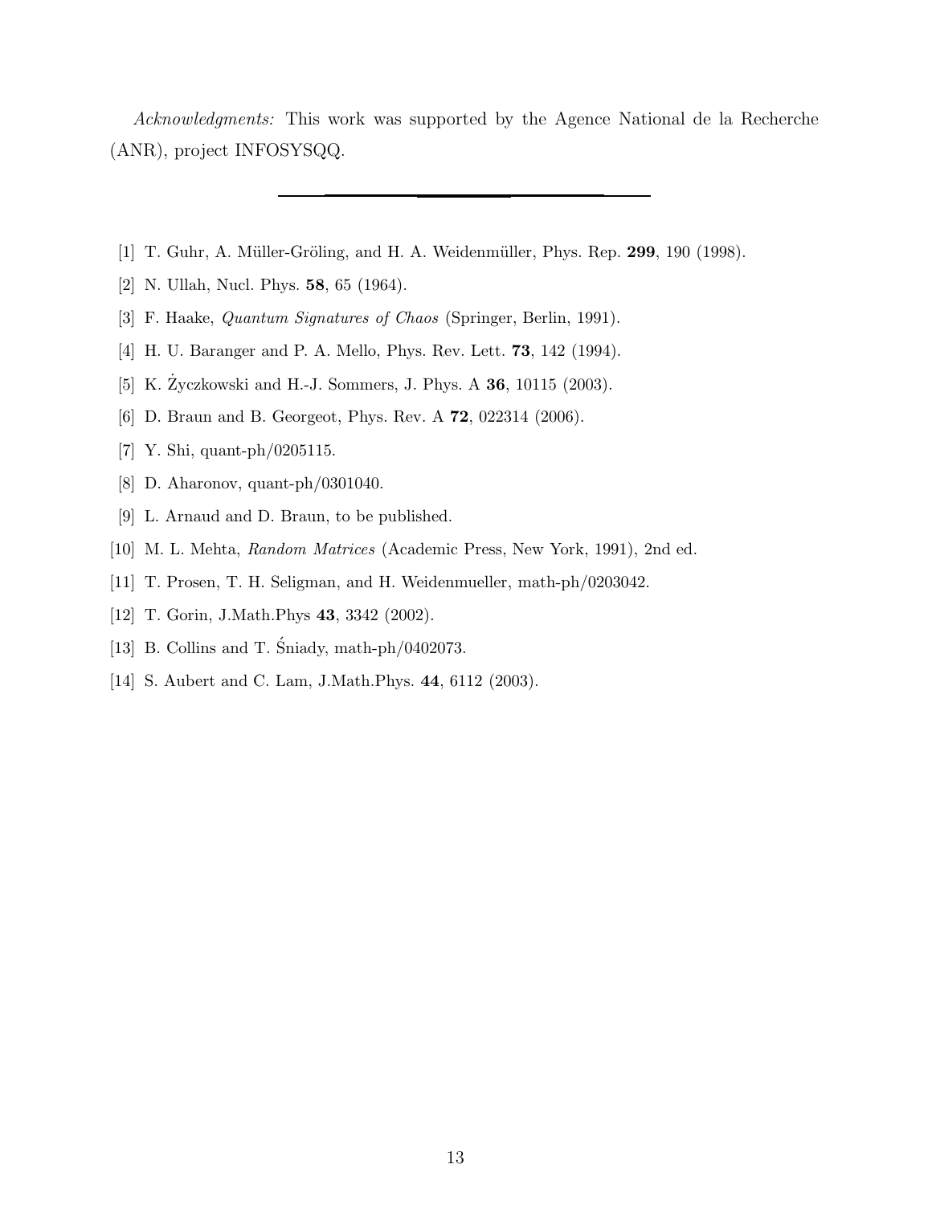*Acknowledgments:* This work was supported by the Agence National de la Recherche (ANR), project INFOSYSQQ.

---

[1] T. Guhr, A. Müller-Gröling, and H. A. Weidenmüller, Phys. Rep. **299**, 190 (1998).

[2] N. Ullah, Nucl. Phys. **58**, 65 (1964).

[3] F. Haake, *Quantum Signatures of Chaos* (Springer, Berlin, 1991).

[4] H. U. Baranger and P. A. Mello, Phys. Rev. Lett. **73**, 142 (1994).

[5] K. Życzkowski and H.-J. Sommers, J. Phys. A **36**, 10115 (2003).

[6] D. Braun and B. Georgeot, Phys. Rev. A **72**, 022314 (2006).

[7] Y. Shi, quant-ph/0205115.

[8] D. Aharonov, quant-ph/0301040.

[9] L. Arnaud and D. Braun, to be published.

[10] M. L. Mehta, *Random Matrices* (Academic Press, New York, 1991), 2nd ed.

[11] T. Prosen, T. H. Seligman, and H. Weidenmueller, math-ph/0203042.

[12] T. Gorin, J.Math.Phys **43**, 3342 (2002).

[13] B. Collins and T. Śniady, math-ph/0402073.

[14] S. Aubert and C. Lam, J.Math.Phys. **44**, 6112 (2003).